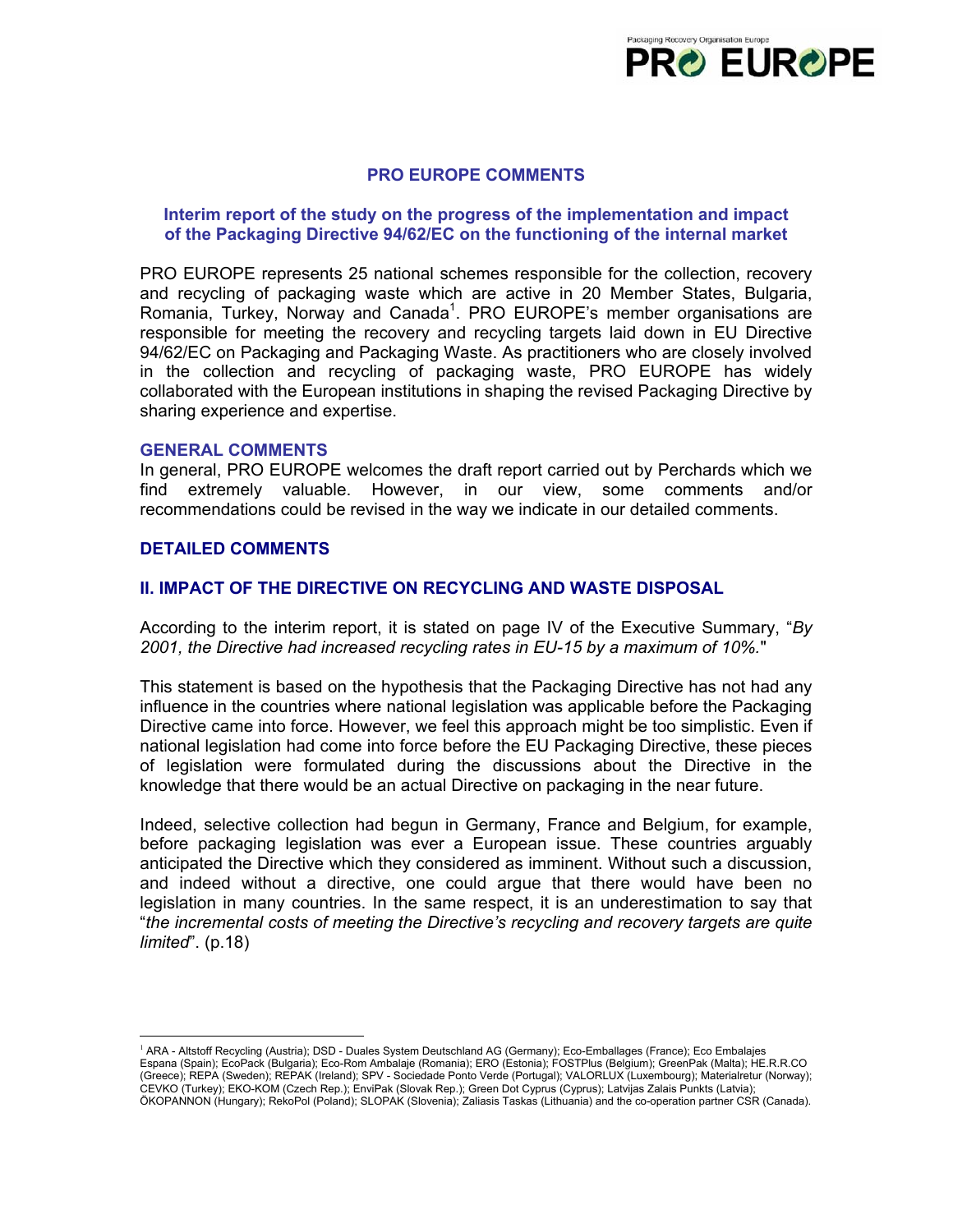# PRO EUROPE COMMENTS

## Interim report of the study on the progress of the implementation and impact of the Packaging Directive 94/62/EC on the functioning of the internal market

PRO EUROPE represents 25 national schemes responsible for the collection, recovery and recycling of packaging waste which are active in 20 Member States, Bulgaria, Romania, Turkey, Norway and Canada[1]. PRO EUROPE's member organisations are responsible for meeting the recovery and recycling targets laid down in EU Directive 94/62/EC on Packaging and Packaging Waste. As practitioners who are closely involved in the collection and recycling of packaging waste, PRO EUROPE has widely collaborated with the European institutions in shaping the revised Packaging Directive by sharing experience and expertise.

### GENERAL COMMENTS

In general, PRO EUROPE welcomes the draft report carried out by Perchards which we find extremely valuable. However, in our view, some comments and/or recommendations could be revised in the way we indicate in our detailed comments.

### DETAILED COMMENTS

### II. IMPACT OF THE DIRECTIVE ON RECYCLING AND WASTE DISPOSAL

According to the interim report, it is stated on page IV of the Executive Summary, "*By 2001, the Directive had increased recycling rates in EU-15 by a maximum of 10%.*"

This statement is based on the hypothesis that the Packaging Directive has not had any influence in the countries where national legislation was applicable before the Packaging Directive came into force. However, we feel this approach might be too simplistic. Even if national legislation had come into force before the EU Packaging Directive, these pieces of legislation were formulated during the discussions about the Directive in the knowledge that there would be an actual Directive on packaging in the near future.

Indeed, selective collection had begun in Germany, France and Belgium, for example, before packaging legislation was ever a European issue. These countries arguably anticipated the Directive which they considered as imminent. Without such a discussion, and indeed without a directive, one could argue that there would have been no legislation in many countries. In the same respect, it is an underestimation to say that "*the incremental costs of meeting the Directive's recycling and recovery targets are quite limited*". (p.18)

---

[1] ARA - Altstoff Recycling (Austria); DSD - Duales System Deutschland AG (Germany); Eco-Emballages (France); Eco Embalajes Espana (Spain); EcoPack (Bulgaria); Eco-Rom Ambalaje (Romania); ERO (Estonia); FOSTPlus (Belgium); GreenPak (Malta); HE.R.R.CO (Greece); REPA (Sweden); REPAK (Ireland); SPV - Sociedade Ponto Verde (Portugal); VALORLUX (Luxembourg); Materialretur (Norway); CEVKO (Turkey); EKO-KOM (Czech Rep.); EnviPak (Slovak Rep.); Green Dot Cyprus (Cyprus); Latvijas Zalais Punkts (Latvia); ÖKOPANNON (Hungary); RekoPol (Poland); SLOPAK (Slovenia); Zaliasis Taskas (Lithuania) and the co-operation partner CSR (Canada).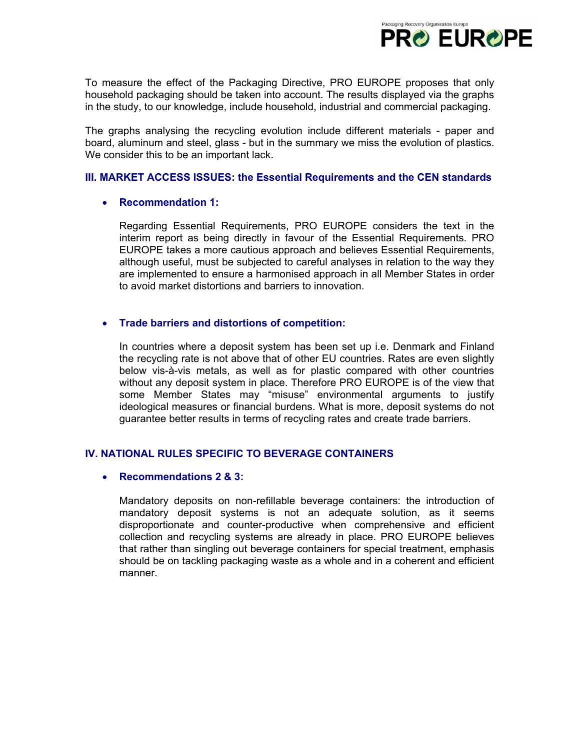To measure the effect of the Packaging Directive, PRO EUROPE proposes that only household packaging should be taken into account. The results displayed via the graphs in the study, to our knowledge, include household, industrial and commercial packaging.

The graphs analysing the recycling evolution include different materials - paper and board, aluminum and steel, glass - but in the summary we miss the evolution of plastics. We consider this to be an important lack.

## III. MARKET ACCESS ISSUES: the Essential Requirements and the CEN standards

- **Recommendation 1:**

  Regarding Essential Requirements, PRO EUROPE considers the text in the interim report as being directly in favour of the Essential Requirements. PRO EUROPE takes a more cautious approach and believes Essential Requirements, although useful, must be subjected to careful analyses in relation to the way they are implemented to ensure a harmonised approach in all Member States in order to avoid market distortions and barriers to innovation.

- **Trade barriers and distortions of competition:**

  In countries where a deposit system has been set up i.e. Denmark and Finland the recycling rate is not above that of other EU countries. Rates are even slightly below vis-à-vis metals, as well as for plastic compared with other countries without any deposit system in place. Therefore PRO EUROPE is of the view that some Member States may "misuse" environmental arguments to justify ideological measures or financial burdens. What is more, deposit systems do not guarantee better results in terms of recycling rates and create trade barriers.

## IV. NATIONAL RULES SPECIFIC TO BEVERAGE CONTAINERS

- **Recommendations 2 & 3:**

  Mandatory deposits on non-refillable beverage containers: the introduction of mandatory deposit systems is not an adequate solution, as it seems disproportionate and counter-productive when comprehensive and efficient collection and recycling systems are already in place. PRO EUROPE believes that rather than singling out beverage containers for special treatment, emphasis should be on tackling packaging waste as a whole and in a coherent and efficient manner.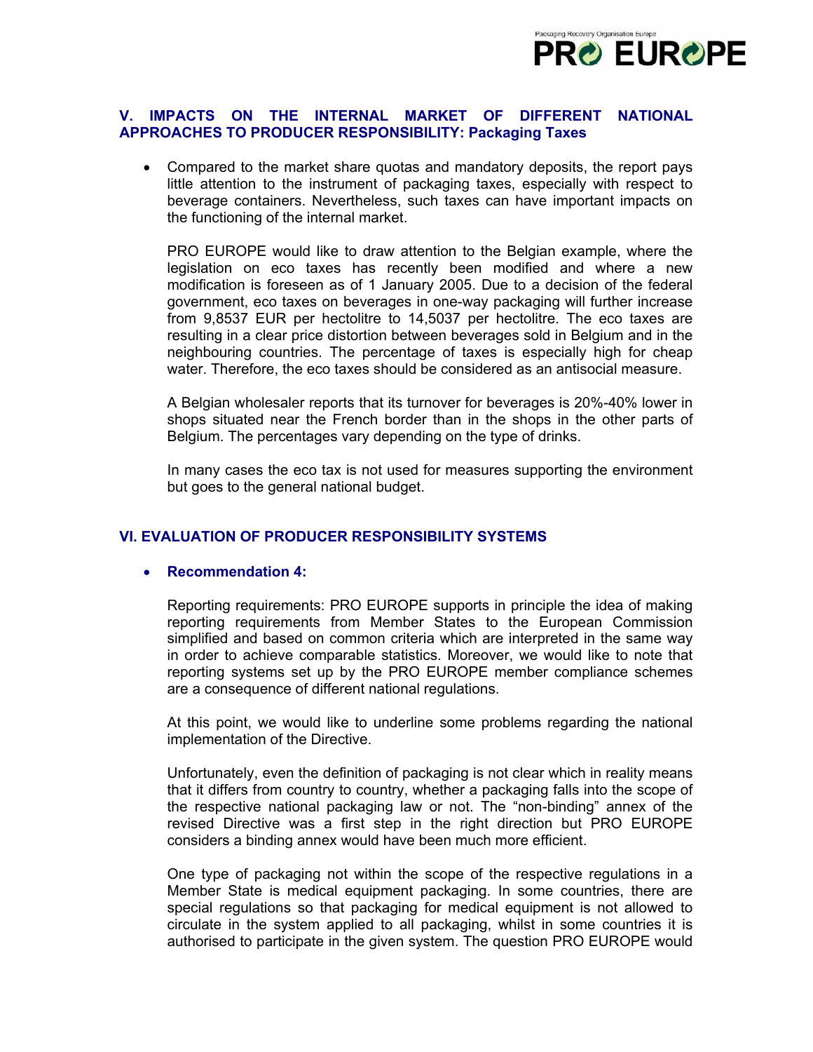## V. IMPACTS ON THE INTERNAL MARKET OF DIFFERENT NATIONAL APPROACHES TO PRODUCER RESPONSIBILITY: Packaging Taxes

- Compared to the market share quotas and mandatory deposits, the report pays little attention to the instrument of packaging taxes, especially with respect to beverage containers. Nevertheless, such taxes can have important impacts on the functioning of the internal market.

  PRO EUROPE would like to draw attention to the Belgian example, where the legislation on eco taxes has recently been modified and where a new modification is foreseen as of 1 January 2005. Due to a decision of the federal government, eco taxes on beverages in one-way packaging will further increase from 9,8537 EUR per hectolitre to 14,5037 per hectolitre. The eco taxes are resulting in a clear price distortion between beverages sold in Belgium and in the neighbouring countries. The percentage of taxes is especially high for cheap water. Therefore, the eco taxes should be considered as an antisocial measure.

  A Belgian wholesaler reports that its turnover for beverages is 20%-40% lower in shops situated near the French border than in the shops in the other parts of Belgium. The percentages vary depending on the type of drinks.

  In many cases the eco tax is not used for measures supporting the environment but goes to the general national budget.

## VI. EVALUATION OF PRODUCER RESPONSIBILITY SYSTEMS

- **Recommendation 4:**

  Reporting requirements: PRO EUROPE supports in principle the idea of making reporting requirements from Member States to the European Commission simplified and based on common criteria which are interpreted in the same way in order to achieve comparable statistics. Moreover, we would like to note that reporting systems set up by the PRO EUROPE member compliance schemes are a consequence of different national regulations.

  At this point, we would like to underline some problems regarding the national implementation of the Directive.

  Unfortunately, even the definition of packaging is not clear which in reality means that it differs from country to country, whether a packaging falls into the scope of the respective national packaging law or not. The "non-binding" annex of the revised Directive was a first step in the right direction but PRO EUROPE considers a binding annex would have been much more efficient.

  One type of packaging not within the scope of the respective regulations in a Member State is medical equipment packaging. In some countries, there are special regulations so that packaging for medical equipment is not allowed to circulate in the system applied to all packaging, whilst in some countries it is authorised to participate in the given system. The question PRO EUROPE would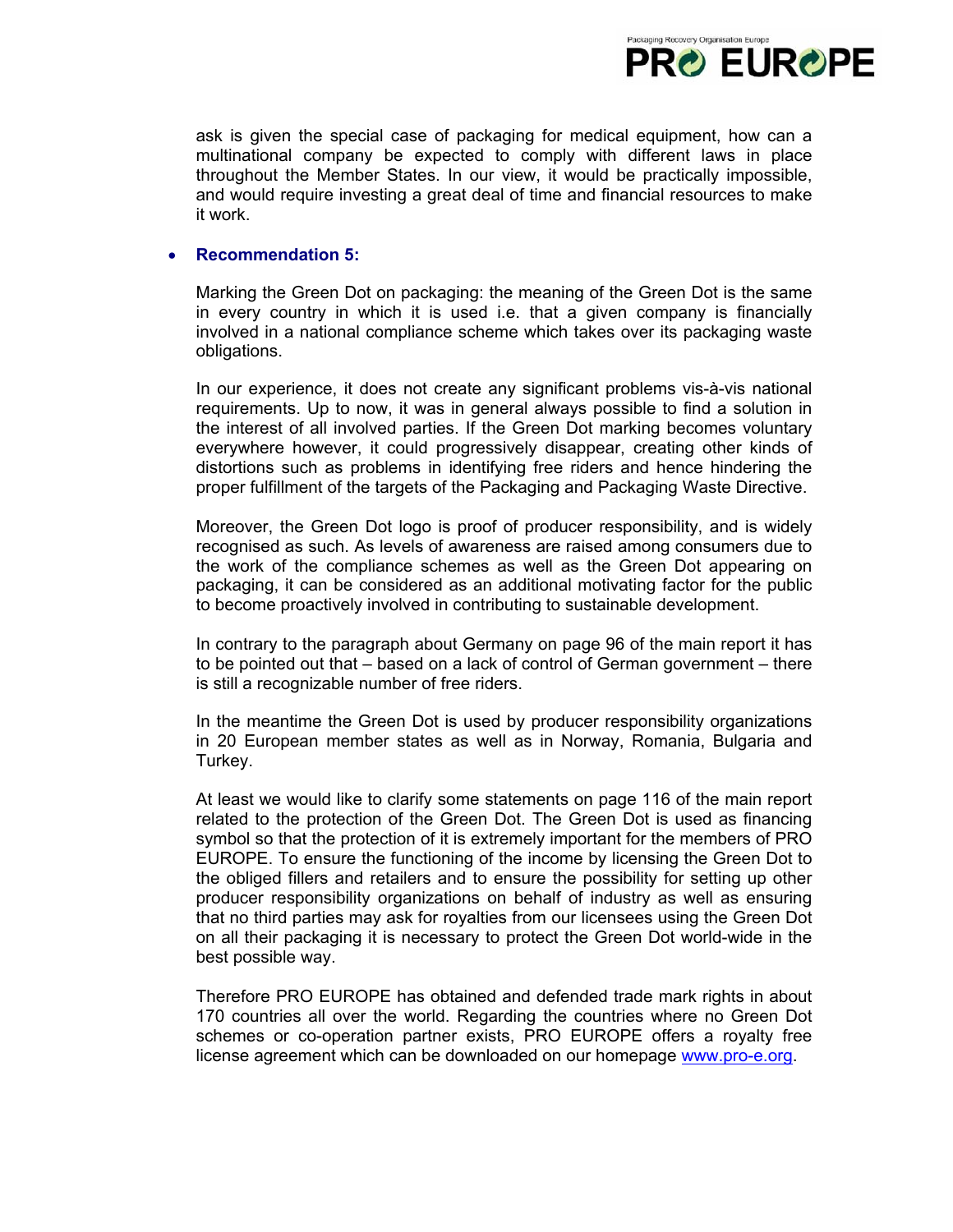ask is given the special case of packaging for medical equipment, how can a multinational company be expected to comply with different laws in place throughout the Member States. In our view, it would be practically impossible, and would require investing a great deal of time and financial resources to make it work.

- **Recommendation 5:**

Marking the Green Dot on packaging: the meaning of the Green Dot is the same in every country in which it is used i.e. that a given company is financially involved in a national compliance scheme which takes over its packaging waste obligations.

In our experience, it does not create any significant problems vis-à-vis national requirements. Up to now, it was in general always possible to find a solution in the interest of all involved parties. If the Green Dot marking becomes voluntary everywhere however, it could progressively disappear, creating other kinds of distortions such as problems in identifying free riders and hence hindering the proper fulfillment of the targets of the Packaging and Packaging Waste Directive.

Moreover, the Green Dot logo is proof of producer responsibility, and is widely recognised as such. As levels of awareness are raised among consumers due to the work of the compliance schemes as well as the Green Dot appearing on packaging, it can be considered as an additional motivating factor for the public to become proactively involved in contributing to sustainable development.

In contrary to the paragraph about Germany on page 96 of the main report it has to be pointed out that – based on a lack of control of German government – there is still a recognizable number of free riders.

In the meantime the Green Dot is used by producer responsibility organizations in 20 European member states as well as in Norway, Romania, Bulgaria and Turkey.

At least we would like to clarify some statements on page 116 of the main report related to the protection of the Green Dot. The Green Dot is used as financing symbol so that the protection of it is extremely important for the members of PRO EUROPE. To ensure the functioning of the income by licensing the Green Dot to the obliged fillers and retailers and to ensure the possibility for setting up other producer responsibility organizations on behalf of industry as well as ensuring that no third parties may ask for royalties from our licensees using the Green Dot on all their packaging it is necessary to protect the Green Dot world-wide in the best possible way.

Therefore PRO EUROPE has obtained and defended trade mark rights in about 170 countries all over the world. Regarding the countries where no Green Dot schemes or co-operation partner exists, PRO EUROPE offers a royalty free license agreement which can be downloaded on our homepage www.pro-e.org.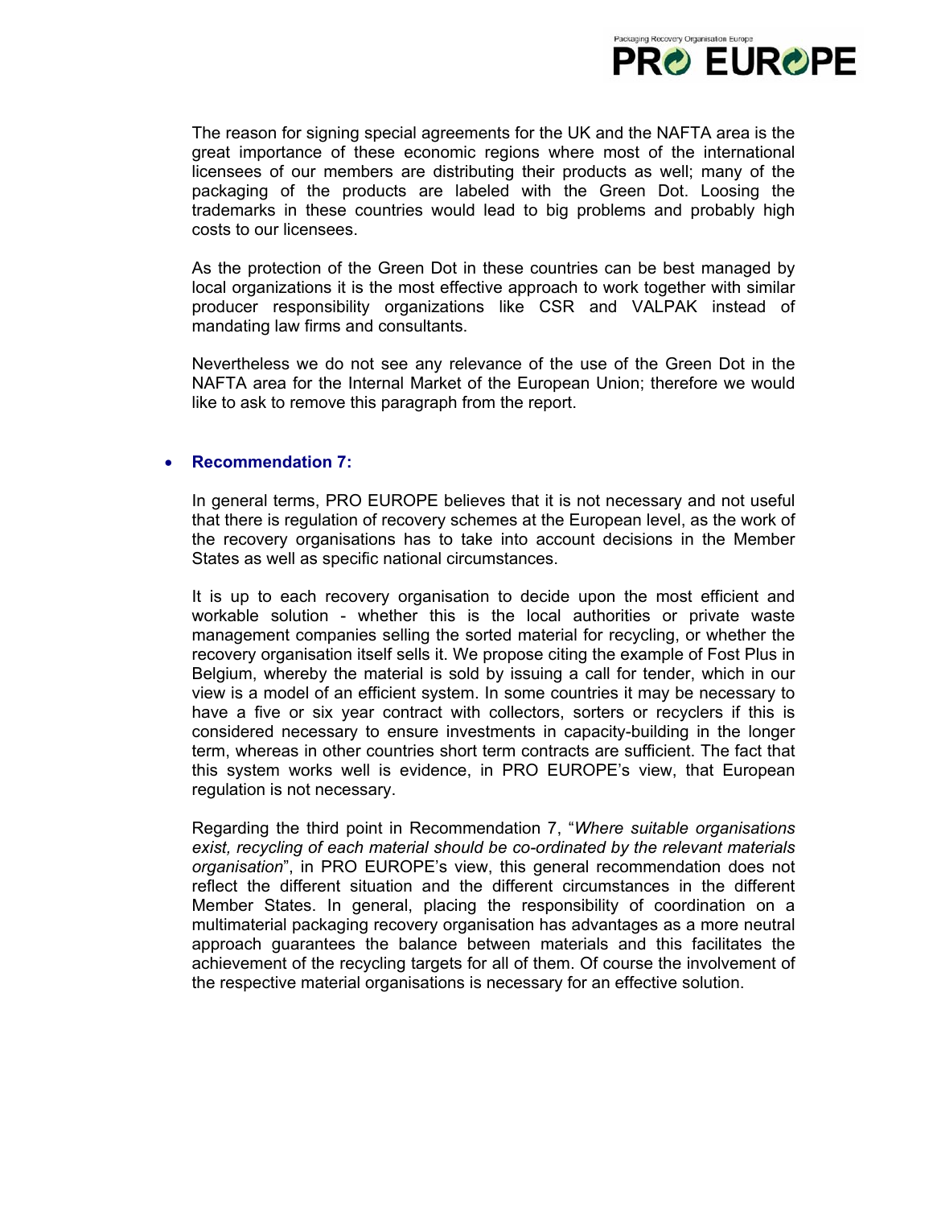The reason for signing special agreements for the UK and the NAFTA area is the great importance of these economic regions where most of the international licensees of our members are distributing their products as well; many of the packaging of the products are labeled with the Green Dot. Loosing the trademarks in these countries would lead to big problems and probably high costs to our licensees.

As the protection of the Green Dot in these countries can be best managed by local organizations it is the most effective approach to work together with similar producer responsibility organizations like CSR and VALPAK instead of mandating law firms and consultants.

Nevertheless we do not see any relevance of the use of the Green Dot in the NAFTA area for the Internal Market of the European Union; therefore we would like to ask to remove this paragraph from the report.

- **Recommendation 7:**

  In general terms, PRO EUROPE believes that it is not necessary and not useful that there is regulation of recovery schemes at the European level, as the work of the recovery organisations has to take into account decisions in the Member States as well as specific national circumstances.

  It is up to each recovery organisation to decide upon the most efficient and workable solution - whether this is the local authorities or private waste management companies selling the sorted material for recycling, or whether the recovery organisation itself sells it. We propose citing the example of Fost Plus in Belgium, whereby the material is sold by issuing a call for tender, which in our view is a model of an efficient system. In some countries it may be necessary to have a five or six year contract with collectors, sorters or recyclers if this is considered necessary to ensure investments in capacity-building in the longer term, whereas in other countries short term contracts are sufficient. The fact that this system works well is evidence, in PRO EUROPE's view, that European regulation is not necessary.

  Regarding the third point in Recommendation 7, "*Where suitable organisations exist, recycling of each material should be co-ordinated by the relevant materials organisation*", in PRO EUROPE's view, this general recommendation does not reflect the different situation and the different circumstances in the different Member States. In general, placing the responsibility of coordination on a multimaterial packaging recovery organisation has advantages as a more neutral approach guarantees the balance between materials and this facilitates the achievement of the recycling targets for all of them. Of course the involvement of the respective material organisations is necessary for an effective solution.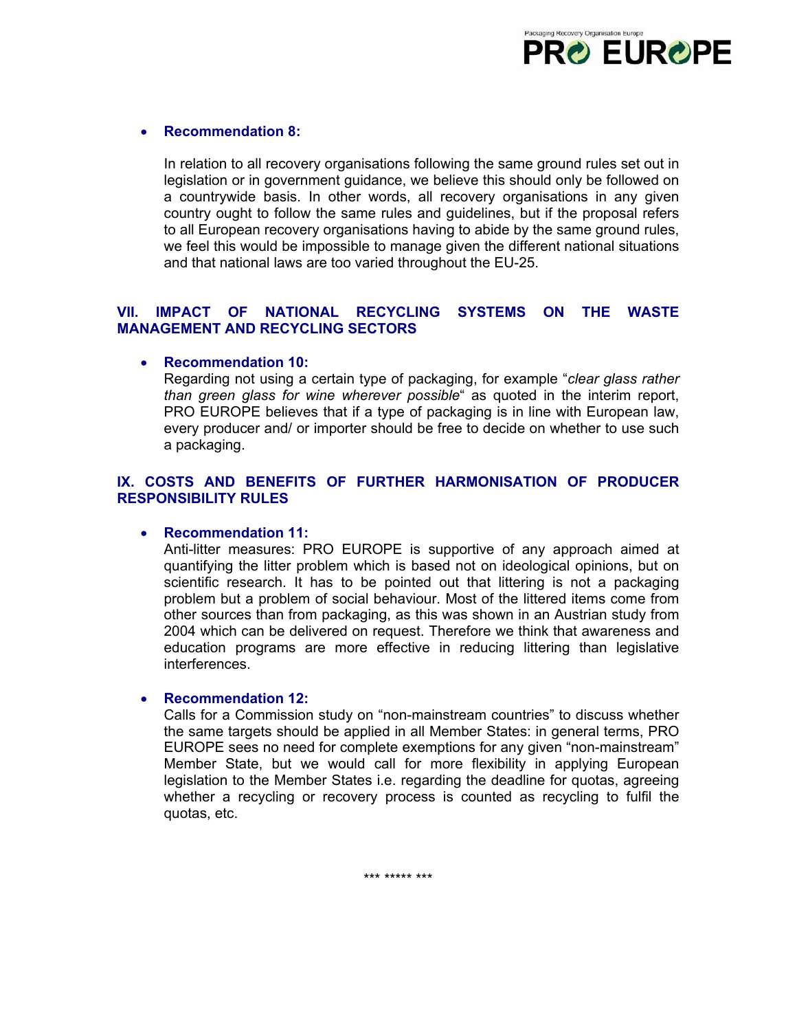- **Recommendation 8:**

  In relation to all recovery organisations following the same ground rules set out in legislation or in government guidance, we believe this should only be followed on a countrywide basis. In other words, all recovery organisations in any given country ought to follow the same rules and guidelines, but if the proposal refers to all European recovery organisations having to abide by the same ground rules, we feel this would be impossible to manage given the different national situations and that national laws are too varied throughout the EU-25.

## VII. IMPACT OF NATIONAL RECYCLING SYSTEMS ON THE WASTE MANAGEMENT AND RECYCLING SECTORS

- **Recommendation 10:**
  Regarding not using a certain type of packaging, for example "*clear glass rather than green glass for wine wherever possible*" as quoted in the interim report, PRO EUROPE believes that if a type of packaging is in line with European law, every producer and/ or importer should be free to decide on whether to use such a packaging.

## IX. COSTS AND BENEFITS OF FURTHER HARMONISATION OF PRODUCER RESPONSIBILITY RULES

- **Recommendation 11:**
  Anti-litter measures: PRO EUROPE is supportive of any approach aimed at quantifying the litter problem which is based not on ideological opinions, but on scientific research. It has to be pointed out that littering is not a packaging problem but a problem of social behaviour. Most of the littered items come from other sources than from packaging, as this was shown in an Austrian study from 2004 which can be delivered on request. Therefore we think that awareness and education programs are more effective in reducing littering than legislative interferences.

- **Recommendation 12:**
  Calls for a Commission study on "non-mainstream countries" to discuss whether the same targets should be applied in all Member States: in general terms, PRO EUROPE sees no need for complete exemptions for any given "non-mainstream" Member State, but we would call for more flexibility in applying European legislation to the Member States i.e. regarding the deadline for quotas, agreeing whether a recycling or recovery process is counted as recycling to fulfil the quotas, etc.

\*\*\* \*\*\*\*\* \*\*\*